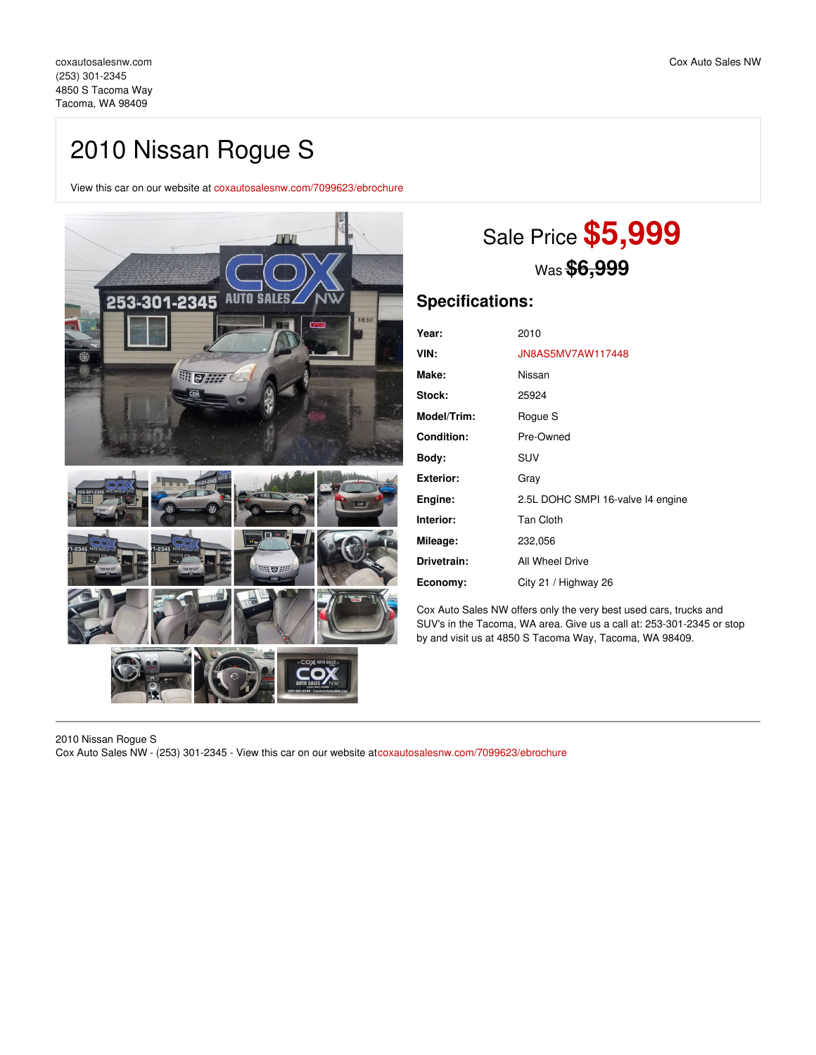coxautosalesnw.com
(253) 301-2345
4850 S Tacoma Way
Tacoma, WA 98409

Cox Auto Sales NW

# 2010 Nissan Rogue S

View this car on our website at coxautosalesnw.com/7099623/ebrochure

Sale Price **$5,999**

Was ~~$6,999~~

## Specifications:

| | |
|---|---|
| **Year:** | 2010 |
| **VIN:** | JN8AS5MV7AW117448 |
| **Make:** | Nissan |
| **Stock:** | 25924 |
| **Model/Trim:** | Rogue S |
| **Condition:** | Pre-Owned |
| **Body:** | SUV |
| **Exterior:** | Gray |
| **Engine:** | 2.5L DOHC SMPI 16-valve I4 engine |
| **Interior:** | Tan Cloth |
| **Mileage:** | 232,056 |
| **Drivetrain:** | All Wheel Drive |
| **Economy:** | City 21 / Highway 26 |

Cox Auto Sales NW offers only the very best used cars, trucks and SUV's in the Tacoma, WA area. Give us a call at: 253-301-2345 or stop by and visit us at 4850 S Tacoma Way, Tacoma, WA 98409.

2010 Nissan Rogue S
Cox Auto Sales NW - (253) 301-2345 - View this car on our website atcoxautosalesnw.com/7099623/ebrochure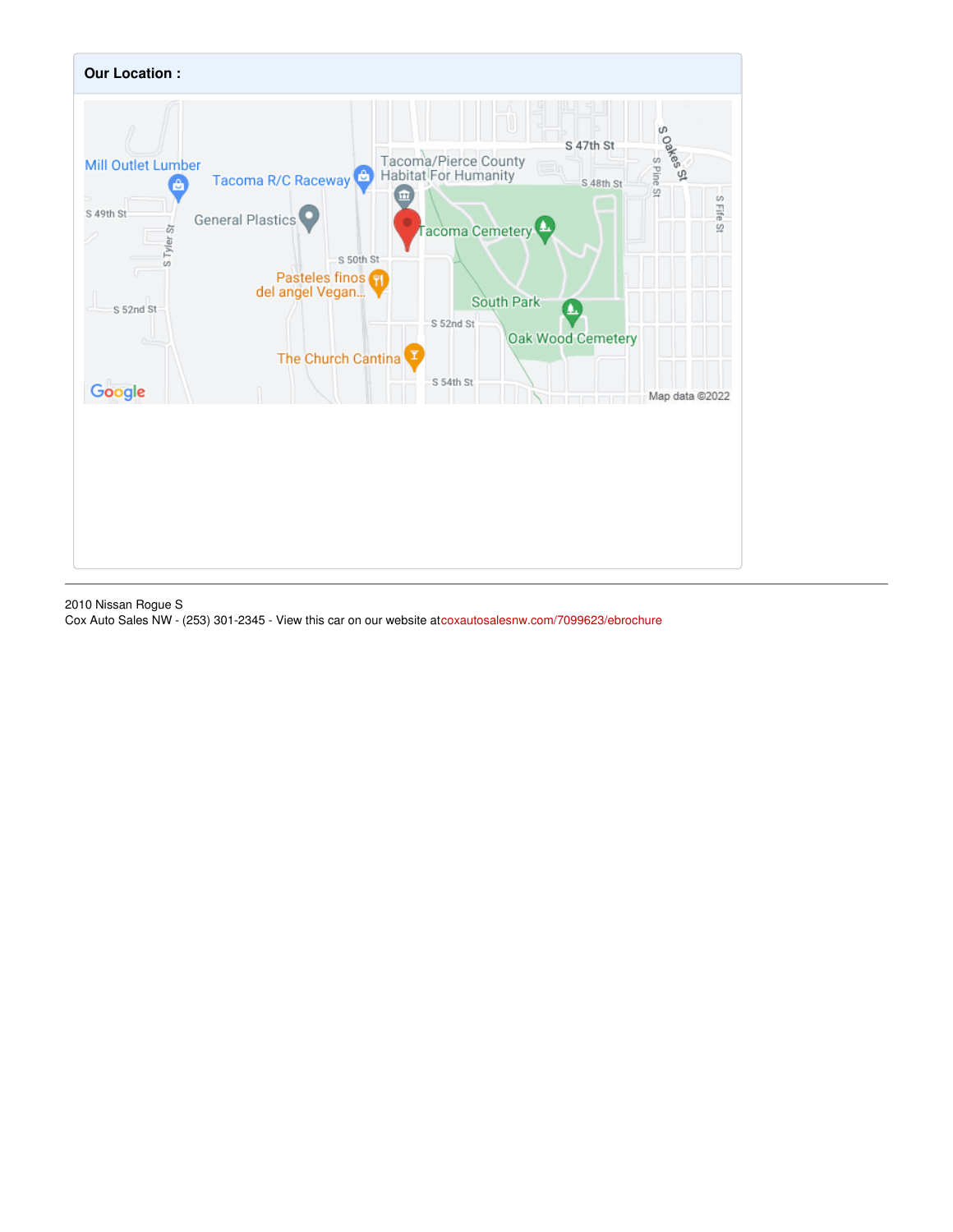**Our Location :**

2010 Nissan Rogue S
Cox Auto Sales NW - (253) 301-2345 - View this car on our website atcoxautosalesnw.com/7099623/ebrochure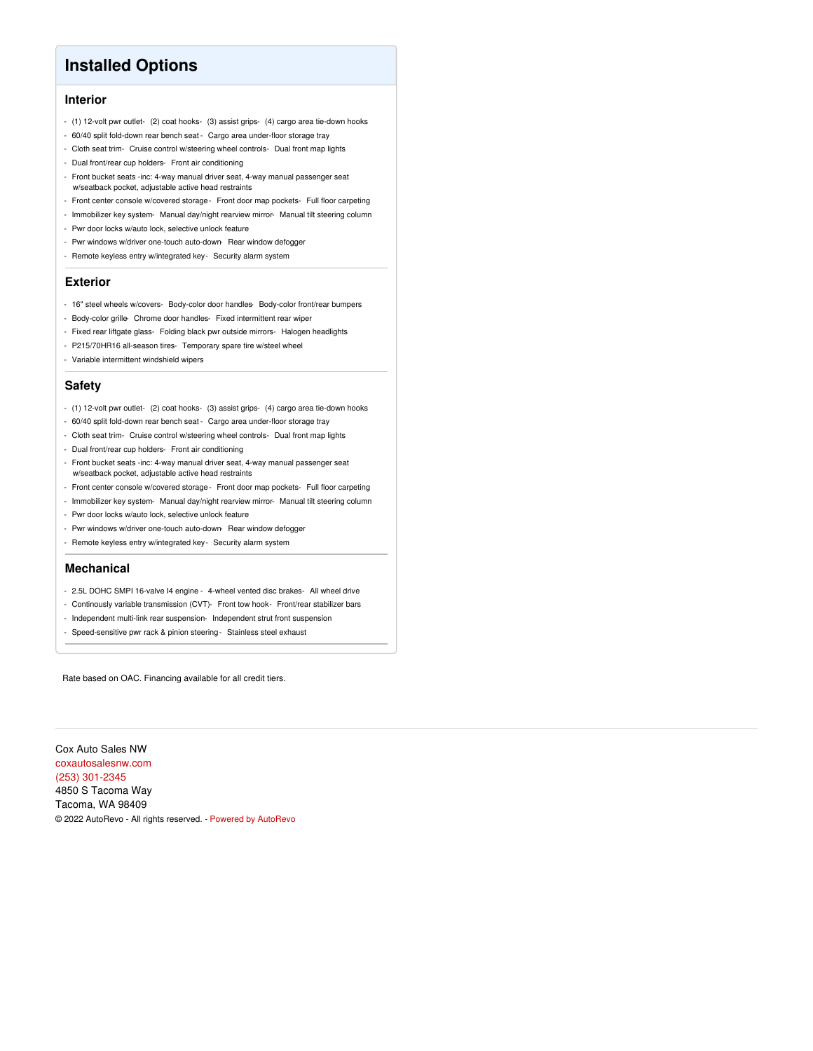## Installed Options

### Interior

- (1) 12-volt pwr outlet- (2) coat hooks- (3) assist grips- (4) cargo area tie-down hooks
- 60/40 split fold-down rear bench seat - Cargo area under-floor storage tray
- Cloth seat trim- Cruise control w/steering wheel controls- Dual front map lights
- Dual front/rear cup holders- Front air conditioning
- Front bucket seats -inc: 4-way manual driver seat, 4-way manual passenger seat w/seatback pocket, adjustable active head restraints
- Front center console w/covered storage - Front door map pockets- Full floor carpeting
- Immobilizer key system- Manual day/night rearview mirror- Manual tilt steering column
- Pwr door locks w/auto lock, selective unlock feature
- Pwr windows w/driver one-touch auto-down- Rear window defogger
- Remote keyless entry w/integrated key - Security alarm system

### Exterior

- 16" steel wheels w/covers- Body-color door handles- Body-color front/rear bumpers
- Body-color grille- Chrome door handles- Fixed intermittent rear wiper
- Fixed rear liftgate glass- Folding black pwr outside mirrors- Halogen headlights
- P215/70HR16 all-season tires- Temporary spare tire w/steel wheel
- Variable intermittent windshield wipers

### Safety

- (1) 12-volt pwr outlet- (2) coat hooks- (3) assist grips- (4) cargo area tie-down hooks
- 60/40 split fold-down rear bench seat - Cargo area under-floor storage tray
- Cloth seat trim- Cruise control w/steering wheel controls- Dual front map lights
- Dual front/rear cup holders- Front air conditioning
- Front bucket seats -inc: 4-way manual driver seat, 4-way manual passenger seat w/seatback pocket, adjustable active head restraints
- Front center console w/covered storage - Front door map pockets- Full floor carpeting
- Immobilizer key system- Manual day/night rearview mirror- Manual tilt steering column
- Pwr door locks w/auto lock, selective unlock feature
- Pwr windows w/driver one-touch auto-down- Rear window defogger
- Remote keyless entry w/integrated key - Security alarm system

### Mechanical

- 2.5L DOHC SMPI 16-valve I4 engine - 4-wheel vented disc brakes- All wheel drive
- Continously variable transmission (CVT)- Front tow hook- Front/rear stabilizer bars
- Independent multi-link rear suspension- Independent strut front suspension
- Speed-sensitive pwr rack & pinion steering - Stainless steel exhaust

Rate based on OAC. Financing available for all credit tiers.

---

Cox Auto Sales NW
coxautosalesnw.com
(253) 301-2345
4850 S Tacoma Way
Tacoma, WA 98409
© 2022 AutoRevo - All rights reserved. - Powered by AutoRevo